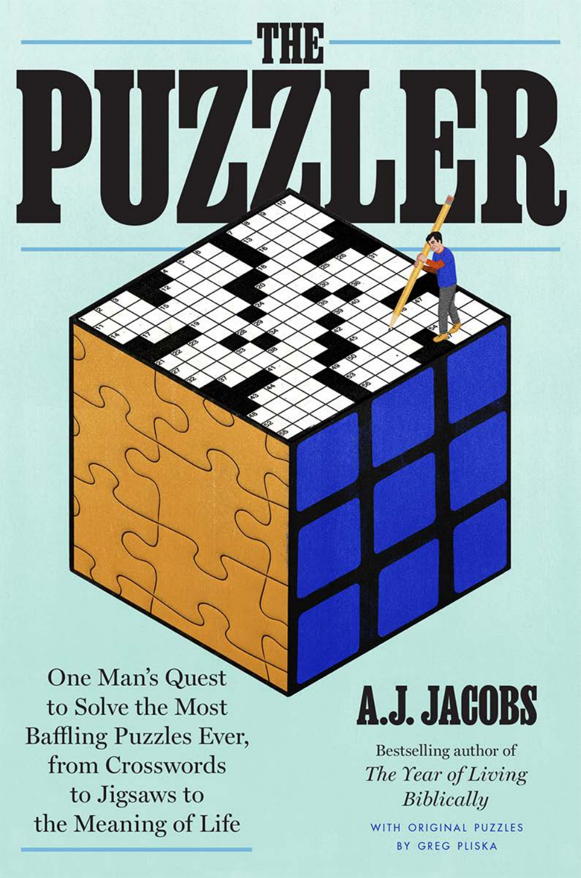# THE PUZZLER

One Man's Quest to Solve the Most Baffling Puzzles Ever, from Crosswords to Jigsaws to the Meaning of Life

**A.J. JACOBS**

Bestselling author of *The Year of Living Biblically*

WITH ORIGINAL PUZZLES BY GREG PLISKA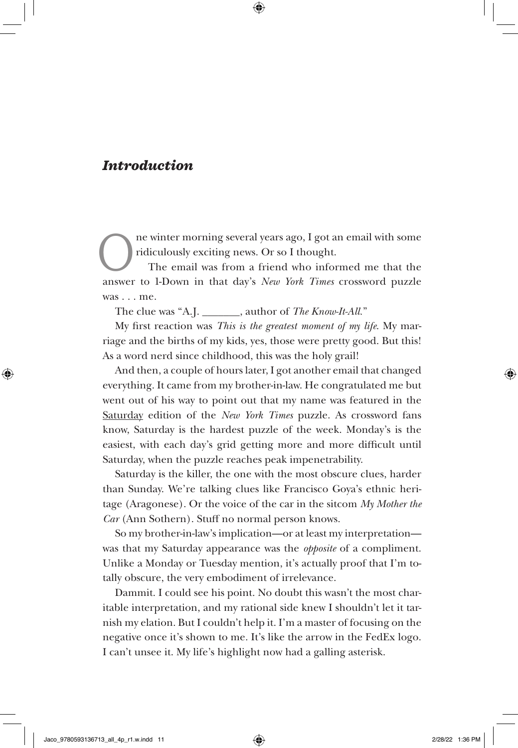# *Introduction*

One winter morning several years ago, I got an email with some ridiculously exciting news. Or so I thought.

The email was from a friend who informed me that the answer to 1-Down in that day's *New York Times* crossword puzzle was . . . me.

The clue was "A.J. _______, author of *The Know-It-All.*"

My first reaction was *This is the greatest moment of my life.* My marriage and the births of my kids, yes, those were pretty good. But this! As a word nerd since childhood, this was the holy grail!

And then, a couple of hours later, I got another email that changed everything. It came from my brother-in-law. He congratulated me but went out of his way to point out that my name was featured in the <u>Saturday</u> edition of the *New York Times* puzzle. As crossword fans know, Saturday is the hardest puzzle of the week. Monday's is the easiest, with each day's grid getting more and more difficult until Saturday, when the puzzle reaches peak impenetrability.

Saturday is the killer, the one with the most obscure clues, harder than Sunday. We're talking clues like Francisco Goya's ethnic heritage (Aragonese). Or the voice of the car in the sitcom *My Mother the Car* (Ann Sothern). Stuff no normal person knows.

So my brother-in-law's implication—or at least my interpretation—was that my Saturday appearance was the *opposite* of a compliment. Unlike a Monday or Tuesday mention, it's actually proof that I'm totally obscure, the very embodiment of irrelevance.

Dammit. I could see his point. No doubt this wasn't the most charitable interpretation, and my rational side knew I shouldn't let it tarnish my elation. But I couldn't help it. I'm a master of focusing on the negative once it's shown to me. It's like the arrow in the FedEx logo. I can't unsee it. My life's highlight now had a galling asterisk.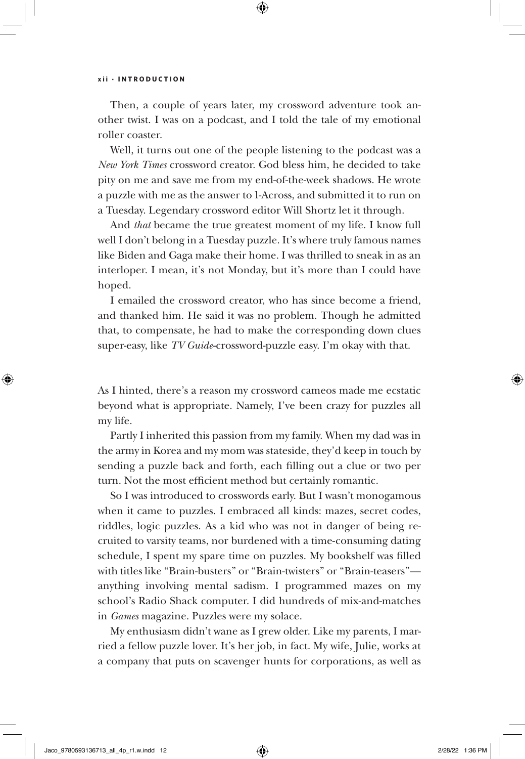Then, a couple of years later, my crossword adventure took another twist. I was on a podcast, and I told the tale of my emotional roller coaster.

Well, it turns out one of the people listening to the podcast was a *New York Times* crossword creator. God bless him, he decided to take pity on me and save me from my end-of-the-week shadows. He wrote a puzzle with me as the answer to 1-Across, and submitted it to run on a Tuesday. Legendary crossword editor Will Shortz let it through.

And *that* became the true greatest moment of my life. I know full well I don't belong in a Tuesday puzzle. It's where truly famous names like Biden and Gaga make their home. I was thrilled to sneak in as an interloper. I mean, it's not Monday, but it's more than I could have hoped.

I emailed the crossword creator, who has since become a friend, and thanked him. He said it was no problem. Though he admitted that, to compensate, he had to make the corresponding down clues super-easy, like *TV Guide*-crossword-puzzle easy. I'm okay with that.

As I hinted, there's a reason my crossword cameos made me ecstatic beyond what is appropriate. Namely, I've been crazy for puzzles all my life.

Partly I inherited this passion from my family. When my dad was in the army in Korea and my mom was stateside, they'd keep in touch by sending a puzzle back and forth, each filling out a clue or two per turn. Not the most efficient method but certainly romantic.

So I was introduced to crosswords early. But I wasn't monogamous when it came to puzzles. I embraced all kinds: mazes, secret codes, riddles, logic puzzles. As a kid who was not in danger of being recruited to varsity teams, nor burdened with a time-consuming dating schedule, I spent my spare time on puzzles. My bookshelf was filled with titles like "Brain-busters" or "Brain-twisters" or "Brain-teasers"—anything involving mental sadism. I programmed mazes on my school's Radio Shack computer. I did hundreds of mix-and-matches in *Games* magazine. Puzzles were my solace.

My enthusiasm didn't wane as I grew older. Like my parents, I married a fellow puzzle lover. It's her job, in fact. My wife, Julie, works at a company that puts on scavenger hunts for corporations, as well as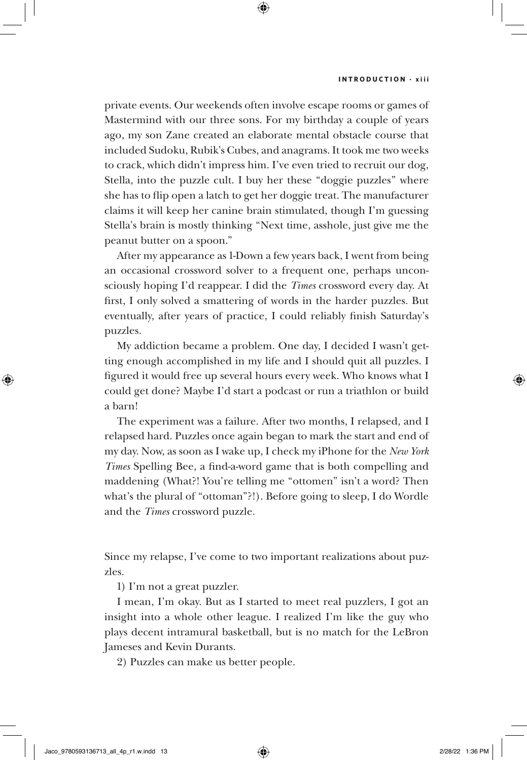private events. Our weekends often involve escape rooms or games of Mastermind with our three sons. For my birthday a couple of years ago, my son Zane created an elaborate mental obstacle course that included Sudoku, Rubik's Cubes, and anagrams. It took me two weeks to crack, which didn't impress him. I've even tried to recruit our dog, Stella, into the puzzle cult. I buy her these "doggie puzzles" where she has to flip open a latch to get her doggie treat. The manufacturer claims it will keep her canine brain stimulated, though I'm guessing Stella's brain is mostly thinking "Next time, asshole, just give me the peanut butter on a spoon."

After my appearance as 1-Down a few years back, I went from being an occasional crossword solver to a frequent one, perhaps unconsciously hoping I'd reappear. I did the *Times* crossword every day. At first, I only solved a smattering of words in the harder puzzles. But eventually, after years of practice, I could reliably finish Saturday's puzzles.

My addiction became a problem. One day, I decided I wasn't getting enough accomplished in my life and I should quit all puzzles. I figured it would free up several hours every week. Who knows what I could get done? Maybe I'd start a podcast or run a triathlon or build a barn!

The experiment was a failure. After two months, I relapsed, and I relapsed hard. Puzzles once again began to mark the start and end of my day. Now, as soon as I wake up, I check my iPhone for the *New York Times* Spelling Bee, a find-a-word game that is both compelling and maddening (What?! You're telling me "ottomen" isn't a word? Then what's the plural of "ottoman"?!). Before going to sleep, I do Wordle and the *Times* crossword puzzle.

Since my relapse, I've come to two important realizations about puzzles.

1) I'm not a great puzzler.

I mean, I'm okay. But as I started to meet real puzzlers, I got an insight into a whole other league. I realized I'm like the guy who plays decent intramural basketball, but is no match for the LeBron Jameses and Kevin Durants.

2) Puzzles can make us better people.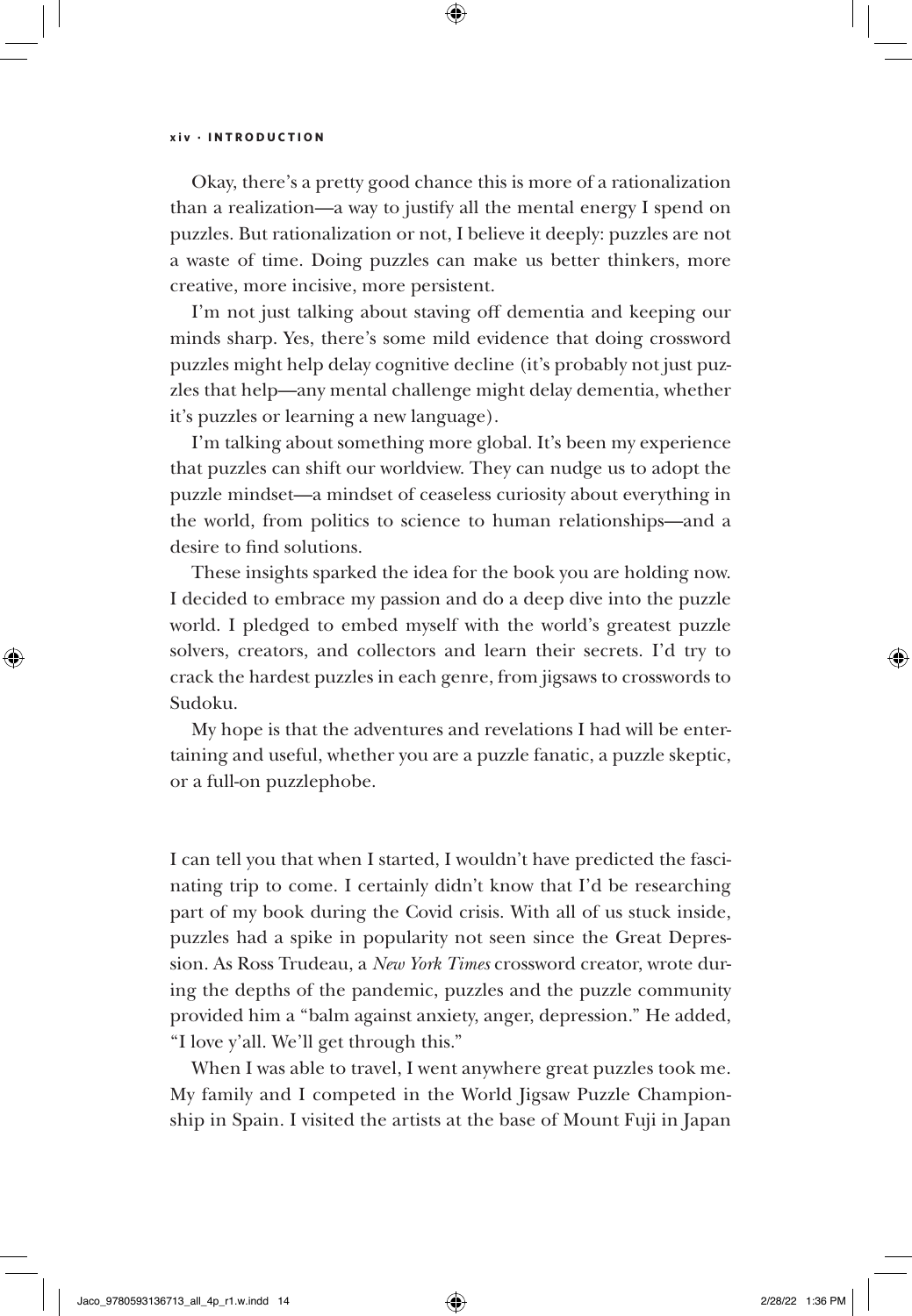Okay, there's a pretty good chance this is more of a rationalization than a realization—a way to justify all the mental energy I spend on puzzles. But rationalization or not, I believe it deeply: puzzles are not a waste of time. Doing puzzles can make us better thinkers, more creative, more incisive, more persistent.

I'm not just talking about staving off dementia and keeping our minds sharp. Yes, there's some mild evidence that doing crossword puzzles might help delay cognitive decline (it's probably not just puzzles that help—any mental challenge might delay dementia, whether it's puzzles or learning a new language).

I'm talking about something more global. It's been my experience that puzzles can shift our worldview. They can nudge us to adopt the puzzle mindset—a mindset of ceaseless curiosity about everything in the world, from politics to science to human relationships—and a desire to find solutions.

These insights sparked the idea for the book you are holding now. I decided to embrace my passion and do a deep dive into the puzzle world. I pledged to embed myself with the world's greatest puzzle solvers, creators, and collectors and learn their secrets. I'd try to crack the hardest puzzles in each genre, from jigsaws to crosswords to Sudoku.

My hope is that the adventures and revelations I had will be entertaining and useful, whether you are a puzzle fanatic, a puzzle skeptic, or a full-on puzzlephobe.

I can tell you that when I started, I wouldn't have predicted the fascinating trip to come. I certainly didn't know that I'd be researching part of my book during the Covid crisis. With all of us stuck inside, puzzles had a spike in popularity not seen since the Great Depression. As Ross Trudeau, a *New York Times* crossword creator, wrote during the depths of the pandemic, puzzles and the puzzle community provided him a "balm against anxiety, anger, depression." He added, "I love y'all. We'll get through this."

When I was able to travel, I went anywhere great puzzles took me. My family and I competed in the World Jigsaw Puzzle Championship in Spain. I visited the artists at the base of Mount Fuji in Japan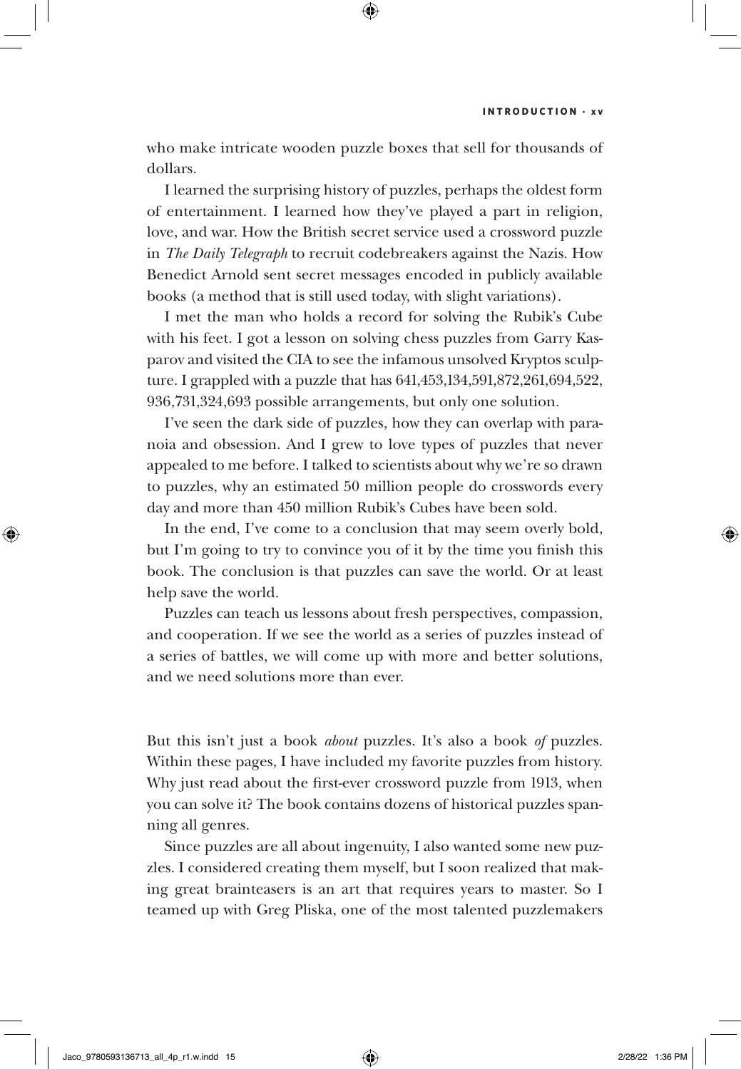who make intricate wooden puzzle boxes that sell for thousands of dollars.

I learned the surprising history of puzzles, perhaps the oldest form of entertainment. I learned how they've played a part in religion, love, and war. How the British secret service used a crossword puzzle in *The Daily Telegraph* to recruit codebreakers against the Nazis. How Benedict Arnold sent secret messages encoded in publicly available books (a method that is still used today, with slight variations).

I met the man who holds a record for solving the Rubik's Cube with his feet. I got a lesson on solving chess puzzles from Garry Kasparov and visited the CIA to see the infamous unsolved Kryptos sculpture. I grappled with a puzzle that has 641,453,134,591,872,261,694,522, 936,731,324,693 possible arrangements, but only one solution.

I've seen the dark side of puzzles, how they can overlap with paranoia and obsession. And I grew to love types of puzzles that never appealed to me before. I talked to scientists about why we're so drawn to puzzles, why an estimated 50 million people do crosswords every day and more than 450 million Rubik's Cubes have been sold.

In the end, I've come to a conclusion that may seem overly bold, but I'm going to try to convince you of it by the time you finish this book. The conclusion is that puzzles can save the world. Or at least help save the world.

Puzzles can teach us lessons about fresh perspectives, compassion, and cooperation. If we see the world as a series of puzzles instead of a series of battles, we will come up with more and better solutions, and we need solutions more than ever.

But this isn't just a book *about* puzzles. It's also a book *of* puzzles. Within these pages, I have included my favorite puzzles from history. Why just read about the first-ever crossword puzzle from 1913, when you can solve it? The book contains dozens of historical puzzles spanning all genres.

Since puzzles are all about ingenuity, I also wanted some new puzzles. I considered creating them myself, but I soon realized that making great brainteasers is an art that requires years to master. So I teamed up with Greg Pliska, one of the most talented puzzlemakers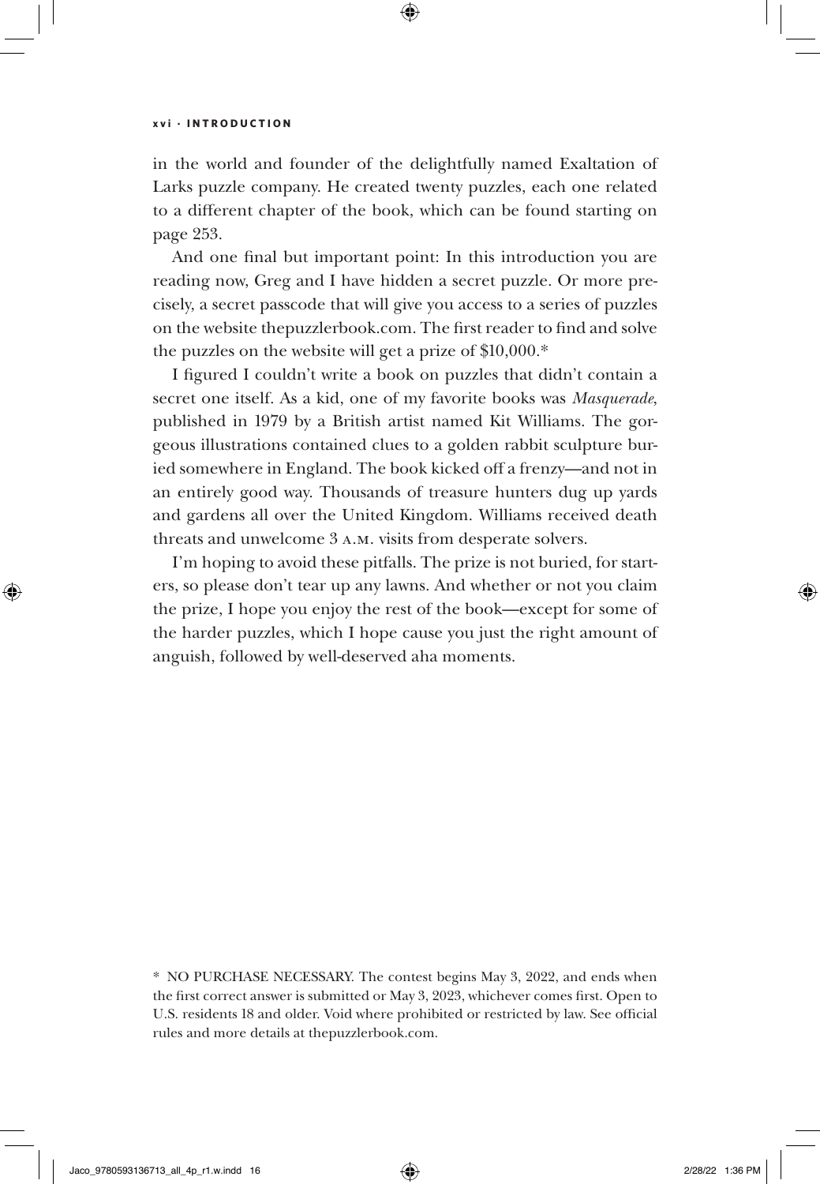in the world and founder of the delightfully named Exaltation of Larks puzzle company. He created twenty puzzles, each one related to a different chapter of the book, which can be found starting on page 253.

And one final but important point: In this introduction you are reading now, Greg and I have hidden a secret puzzle. Or more precisely, a secret passcode that will give you access to a series of puzzles on the website thepuzzlerbook.com. The first reader to find and solve the puzzles on the website will get a prize of $10,000.*

I figured I couldn't write a book on puzzles that didn't contain a secret one itself. As a kid, one of my favorite books was *Masquerade*, published in 1979 by a British artist named Kit Williams. The gorgeous illustrations contained clues to a golden rabbit sculpture buried somewhere in England. The book kicked off a frenzy—and not in an entirely good way. Thousands of treasure hunters dug up yards and gardens all over the United Kingdom. Williams received death threats and unwelcome 3 A.M. visits from desperate solvers.

I'm hoping to avoid these pitfalls. The prize is not buried, for starters, so please don't tear up any lawns. And whether or not you claim the prize, I hope you enjoy the rest of the book—except for some of the harder puzzles, which I hope cause you just the right amount of anguish, followed by well-deserved aha moments.

\* NO PURCHASE NECESSARY. The contest begins May 3, 2022, and ends when the first correct answer is submitted or May 3, 2023, whichever comes first. Open to U.S. residents 18 and older. Void where prohibited or restricted by law. See official rules and more details at thepuzzlerbook.com.